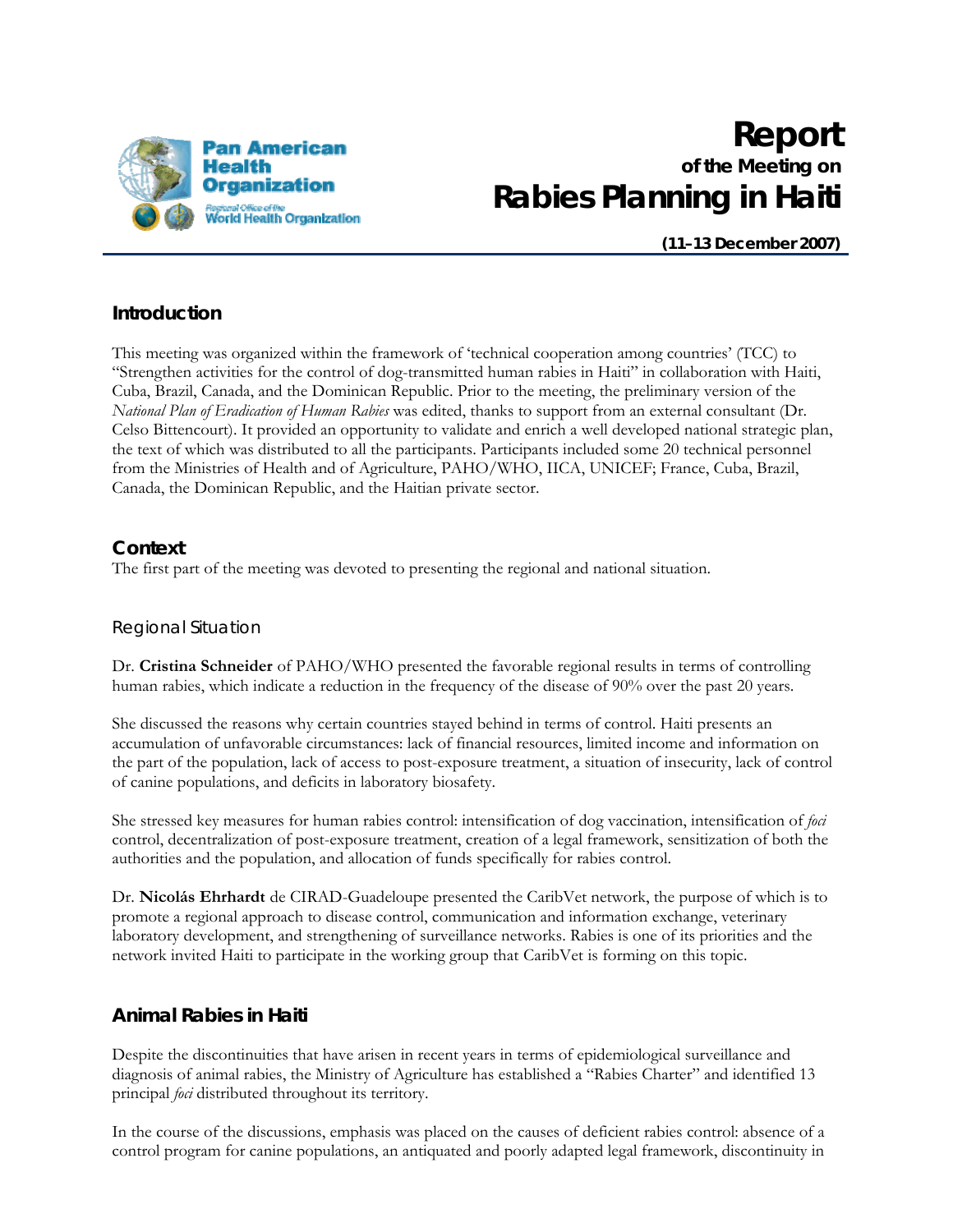Pan American Health Organization
Regional Office of the World Health Organization

# Report
### of the Meeting on
# Rabies Planning in Haiti

**(11–13 December 2007)**

## Introduction

This meeting was organized within the framework of 'technical cooperation among countries' (TCC) to "Strengthen activities for the control of dog-transmitted human rabies in Haiti" in collaboration with Haiti, Cuba, Brazil, Canada, and the Dominican Republic. Prior to the meeting, the preliminary version of the *National Plan of Eradication of Human Rabies* was edited, thanks to support from an external consultant (Dr. Celso Bittencourt). It provided an opportunity to validate and enrich a well developed national strategic plan, the text of which was distributed to all the participants. Participants included some 20 technical personnel from the Ministries of Health and of Agriculture, PAHO/WHO, IICA, UNICEF; France, Cuba, Brazil, Canada, the Dominican Republic, and the Haitian private sector.

## Context

The first part of the meeting was devoted to presenting the regional and national situation.

### Regional Situation

Dr. **Cristina Schneider** of PAHO/WHO presented the favorable regional results in terms of controlling human rabies, which indicate a reduction in the frequency of the disease of 90% over the past 20 years.

She discussed the reasons why certain countries stayed behind in terms of control. Haiti presents an accumulation of unfavorable circumstances: lack of financial resources, limited income and information on the part of the population, lack of access to post-exposure treatment, a situation of insecurity, lack of control of canine populations, and deficits in laboratory biosafety.

She stressed key measures for human rabies control: intensification of dog vaccination, intensification of *foci* control, decentralization of post-exposure treatment, creation of a legal framework, sensitization of both the authorities and the population, and allocation of funds specifically for rabies control.

Dr. **Nicolás Ehrhardt** de CIRAD-Guadeloupe presented the CaribVet network, the purpose of which is to promote a regional approach to disease control, communication and information exchange, veterinary laboratory development, and strengthening of surveillance networks. Rabies is one of its priorities and the network invited Haiti to participate in the working group that CaribVet is forming on this topic.

## Animal Rabies in Haiti

Despite the discontinuities that have arisen in recent years in terms of epidemiological surveillance and diagnosis of animal rabies, the Ministry of Agriculture has established a "Rabies Charter" and identified 13 principal *foci* distributed throughout its territory.

In the course of the discussions, emphasis was placed on the causes of deficient rabies control: absence of a control program for canine populations, an antiquated and poorly adapted legal framework, discontinuity in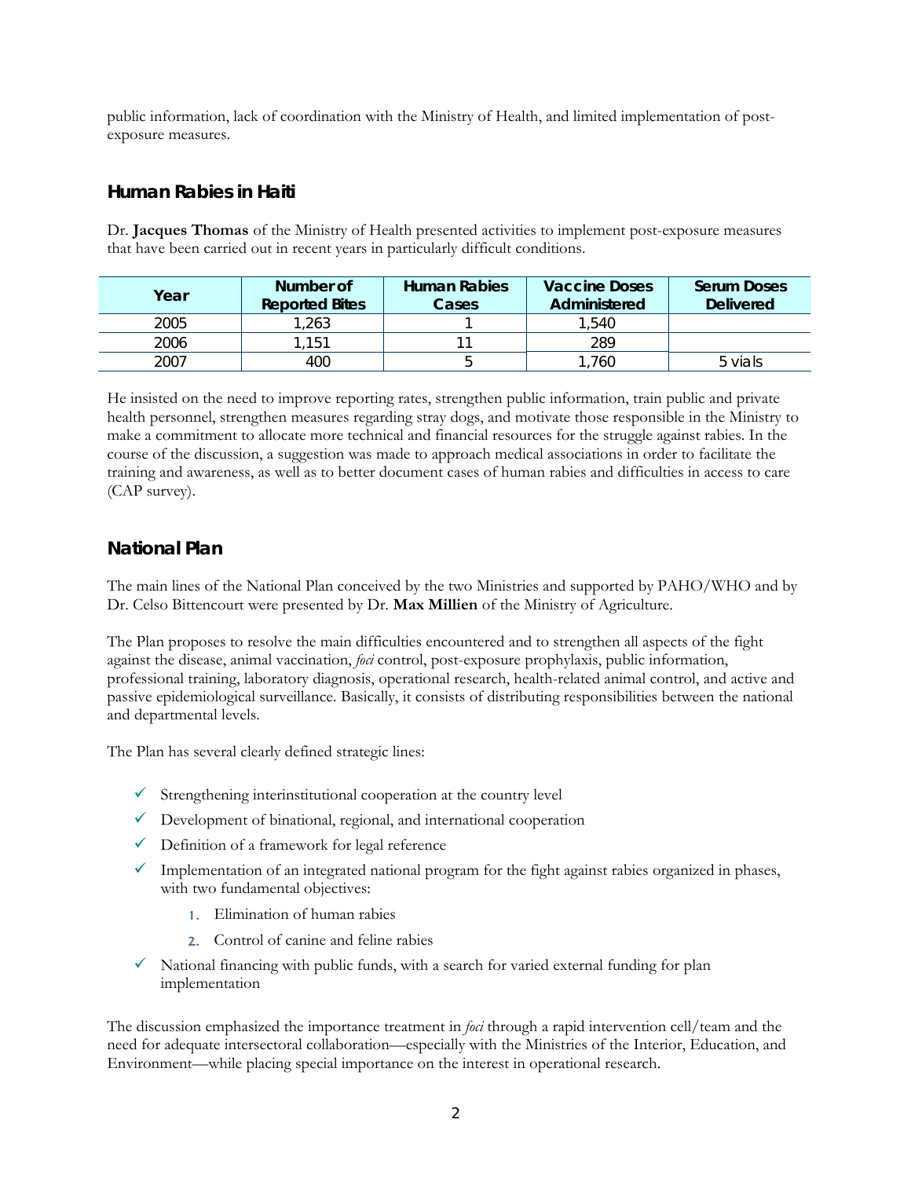public information, lack of coordination with the Ministry of Health, and limited implementation of post-exposure measures.

## Human Rabies in Haiti

Dr. **Jacques Thomas** of the Ministry of Health presented activities to implement post-exposure measures that have been carried out in recent years in particularly difficult conditions.

| Year | Number of Reported Bites | Human Rabies Cases | Vaccine Doses Administered | Serum Doses Delivered |
|---|---|---|---|---|
| 2005 | 1,263 | 1 | 1,540 | |
| 2006 | 1,151 | 11 | 289 | |
| 2007 | 400 | 5 | 1,760 | 5 vials |

He insisted on the need to improve reporting rates, strengthen public information, train public and private health personnel, strengthen measures regarding stray dogs, and motivate those responsible in the Ministry to make a commitment to allocate more technical and financial resources for the struggle against rabies. In the course of the discussion, a suggestion was made to approach medical associations in order to facilitate the training and awareness, as well as to better document cases of human rabies and difficulties in access to care (CAP survey).

## National Plan

The main lines of the National Plan conceived by the two Ministries and supported by PAHO/WHO and by Dr. Celso Bittencourt were presented by Dr. **Max Millien** of the Ministry of Agriculture.

The Plan proposes to resolve the main difficulties encountered and to strengthen all aspects of the fight against the disease, animal vaccination, *foci* control, post-exposure prophylaxis, public information, professional training, laboratory diagnosis, operational research, health-related animal control, and active and passive epidemiological surveillance. Basically, it consists of distributing responsibilities between the national and departmental levels.

The Plan has several clearly defined strategic lines:

- ✓ Strengthening interinstitutional cooperation at the country level
- ✓ Development of binational, regional, and international cooperation
- ✓ Definition of a framework for legal reference
- ✓ Implementation of an integrated national program for the fight against rabies organized in phases, with two fundamental objectives:
  1. Elimination of human rabies
  2. Control of canine and feline rabies
- ✓ National financing with public funds, with a search for varied external funding for plan implementation

The discussion emphasized the importance treatment in *foci* through a rapid intervention cell/team and the need for adequate intersectoral collaboration—especially with the Ministries of the Interior, Education, and Environment—while placing special importance on the interest in operational research.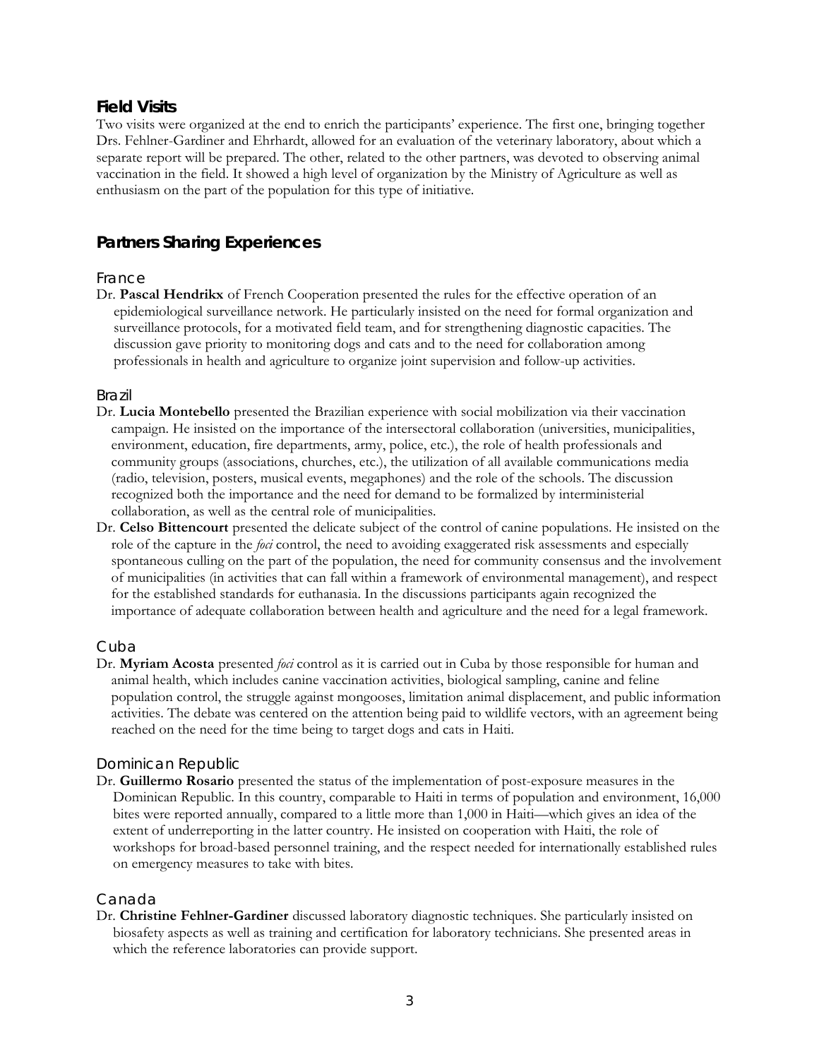## Field Visits

Two visits were organized at the end to enrich the participants' experience. The first one, bringing together Drs. Fehlner-Gardiner and Ehrhardt, allowed for an evaluation of the veterinary laboratory, about which a separate report will be prepared. The other, related to the other partners, was devoted to observing animal vaccination in the field. It showed a high level of organization by the Ministry of Agriculture as well as enthusiasm on the part of the population for this type of initiative.

## Partners Sharing Experiences

### France

Dr. **Pascal Hendrikx** of French Cooperation presented the rules for the effective operation of an epidemiological surveillance network. He particularly insisted on the need for formal organization and surveillance protocols, for a motivated field team, and for strengthening diagnostic capacities. The discussion gave priority to monitoring dogs and cats and to the need for collaboration among professionals in health and agriculture to organize joint supervision and follow-up activities.

### Brazil

Dr. **Lucia Montebello** presented the Brazilian experience with social mobilization via their vaccination campaign. He insisted on the importance of the intersectoral collaboration (universities, municipalities, environment, education, fire departments, army, police, etc.), the role of health professionals and community groups (associations, churches, etc.), the utilization of all available communications media (radio, television, posters, musical events, megaphones) and the role of the schools. The discussion recognized both the importance and the need for demand to be formalized by interministerial collaboration, as well as the central role of municipalities.

Dr. **Celso Bittencourt** presented the delicate subject of the control of canine populations. He insisted on the role of the capture in the *foci* control, the need to avoiding exaggerated risk assessments and especially spontaneous culling on the part of the population, the need for community consensus and the involvement of municipalities (in activities that can fall within a framework of environmental management), and respect for the established standards for euthanasia. In the discussions participants again recognized the importance of adequate collaboration between health and agriculture and the need for a legal framework.

### Cuba

Dr. **Myriam Acosta** presented *foci* control as it is carried out in Cuba by those responsible for human and animal health, which includes canine vaccination activities, biological sampling, canine and feline population control, the struggle against mongooses, limitation animal displacement, and public information activities. The debate was centered on the attention being paid to wildlife vectors, with an agreement being reached on the need for the time being to target dogs and cats in Haiti.

### Dominican Republic

Dr. **Guillermo Rosario** presented the status of the implementation of post-exposure measures in the Dominican Republic. In this country, comparable to Haiti in terms of population and environment, 16,000 bites were reported annually, compared to a little more than 1,000 in Haiti—which gives an idea of the extent of underreporting in the latter country. He insisted on cooperation with Haiti, the role of workshops for broad-based personnel training, and the respect needed for internationally established rules on emergency measures to take with bites.

### Canada

Dr. **Christine Fehlner-Gardiner** discussed laboratory diagnostic techniques. She particularly insisted on biosafety aspects as well as training and certification for laboratory technicians. She presented areas in which the reference laboratories can provide support.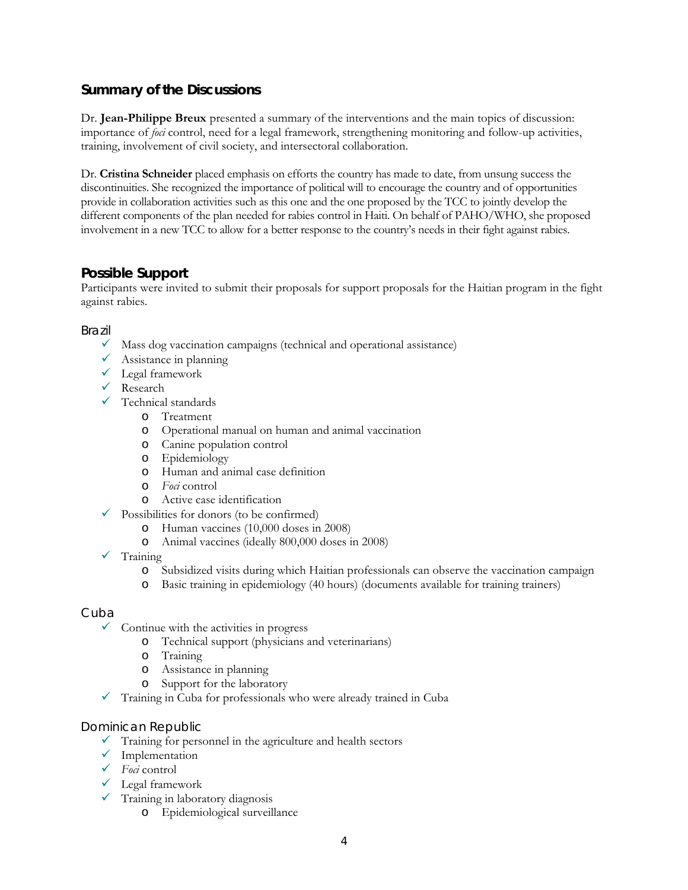## Summary of the Discussions

Dr. **Jean-Philippe Breux** presented a summary of the interventions and the main topics of discussion: importance of *foci* control, need for a legal framework, strengthening monitoring and follow-up activities, training, involvement of civil society, and intersectoral collaboration.

Dr. **Cristina Schneider** placed emphasis on efforts the country has made to date, from unsung success the discontinuities. She recognized the importance of political will to encourage the country and of opportunities provide in collaboration activities such as this one and the one proposed by the TCC to jointly develop the different components of the plan needed for rabies control in Haiti. On behalf of PAHO/WHO, she proposed involvement in a new TCC to allow for a better response to the country's needs in their fight against rabies.

## Possible Support

Participants were invited to submit their proposals for support proposals for the Haitian program in the fight against rabies.

### Brazil

- ✓ Mass dog vaccination campaigns (technical and operational assistance)
- ✓ Assistance in planning
- ✓ Legal framework
- ✓ Research
- ✓ Technical standards
  - Treatment
  - Operational manual on human and animal vaccination
  - Canine population control
  - Epidemiology
  - Human and animal case definition
  - *Foci* control
  - Active case identification
- ✓ Possibilities for donors (to be confirmed)
  - Human vaccines (10,000 doses in 2008)
  - Animal vaccines (ideally 800,000 doses in 2008)
- ✓ Training
  - Subsidized visits during which Haitian professionals can observe the vaccination campaign
  - Basic training in epidemiology (40 hours) (documents available for training trainers)

### Cuba

- ✓ Continue with the activities in progress
  - Technical support (physicians and veterinarians)
  - Training
  - Assistance in planning
  - Support for the laboratory
- ✓ Training in Cuba for professionals who were already trained in Cuba

### Dominican Republic

- ✓ Training for personnel in the agriculture and health sectors
- ✓ Implementation
- ✓ *Foci* control
- ✓ Legal framework
- ✓ Training in laboratory diagnosis
  - Epidemiological surveillance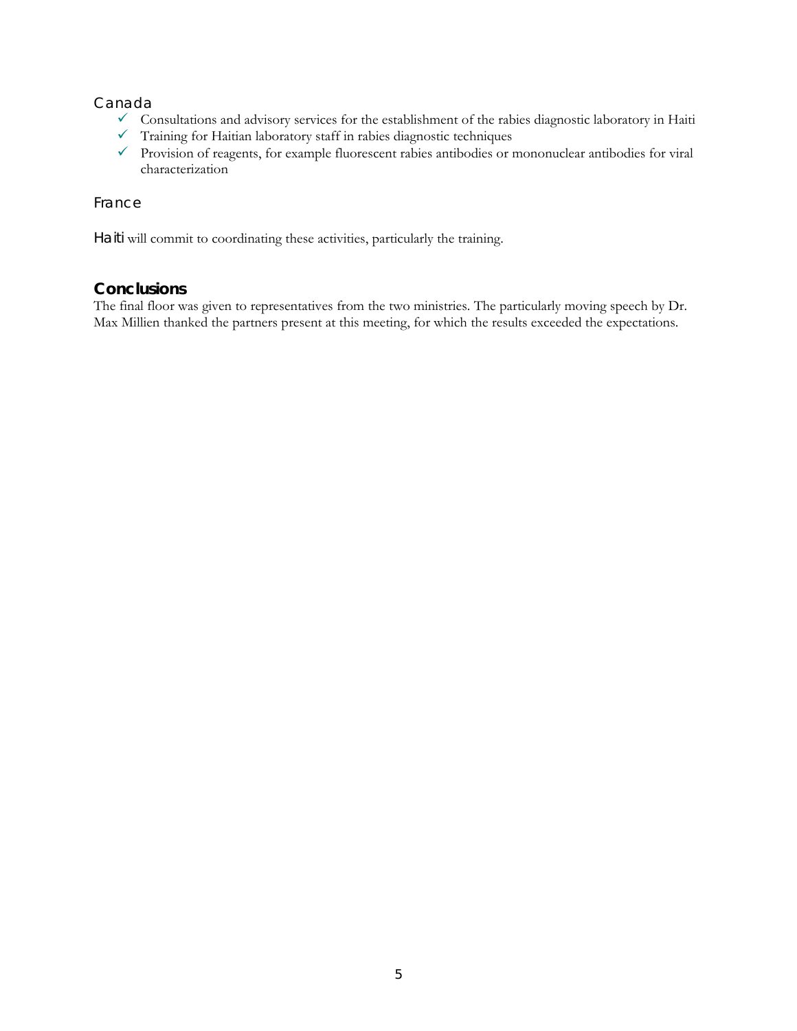### Canada

- ✓ Consultations and advisory services for the establishment of the rabies diagnostic laboratory in Haiti
- ✓ Training for Haitian laboratory staff in rabies diagnostic techniques
- ✓ Provision of reagents, for example fluorescent rabies antibodies or mononuclear antibodies for viral characterization

### France

Haiti will commit to coordinating these activities, particularly the training.

## Conclusions

The final floor was given to representatives from the two ministries. The particularly moving speech by Dr. Max Millien thanked the partners present at this meeting, for which the results exceeded the expectations.